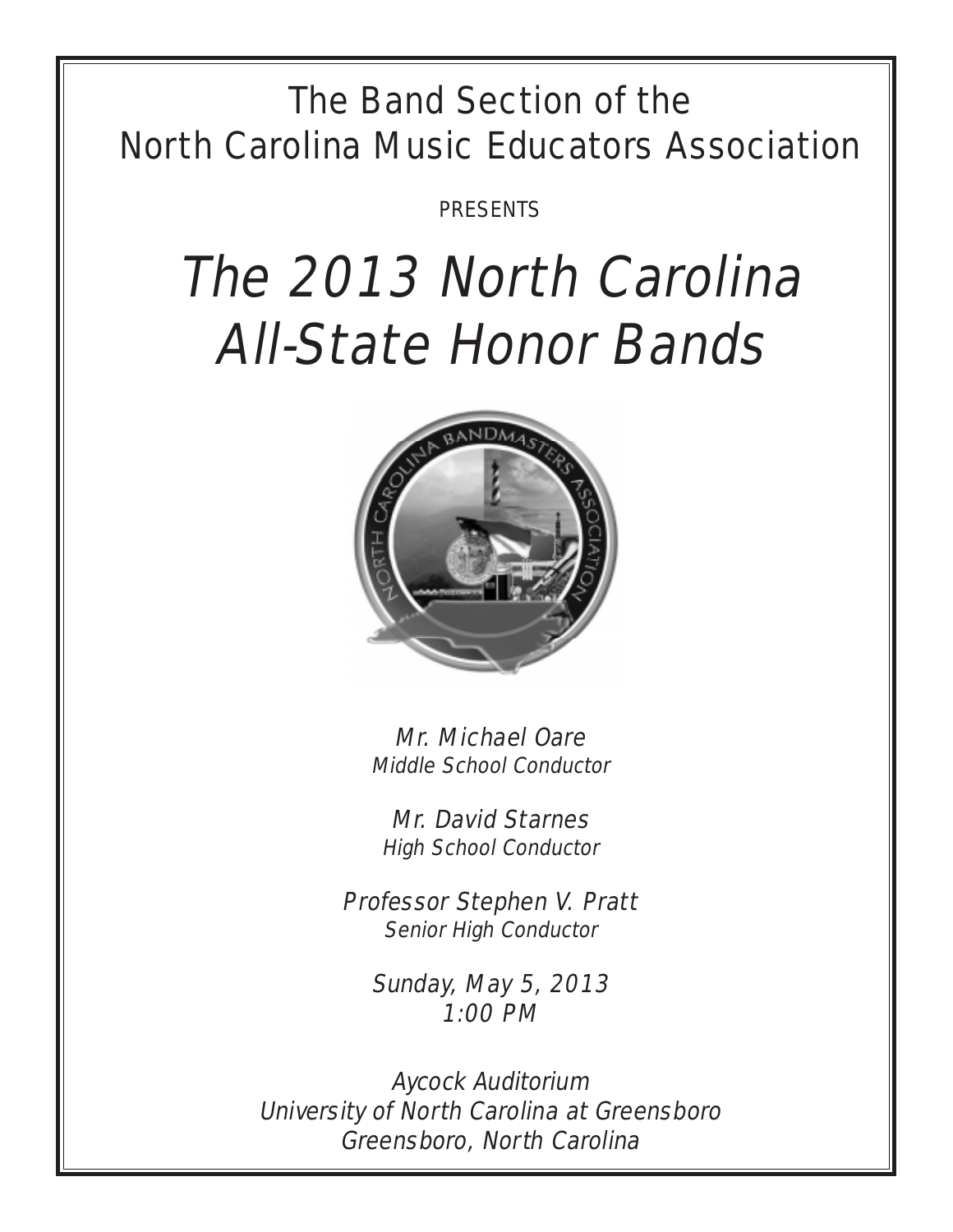The Band Section of the
North Carolina Music Educators Association

PRESENTS

# *The 2013 North Carolina All-State Honor Bands*

*Mr. Michael Oare*
*Middle School Conductor*

*Mr. David Starnes*
*High School Conductor*

*Professor Stephen V. Pratt*
*Senior High Conductor*

*Sunday, May 5, 2013*
*1:00 PM*

*Aycock Auditorium*
*University of North Carolina at Greensboro*
*Greensboro, North Carolina*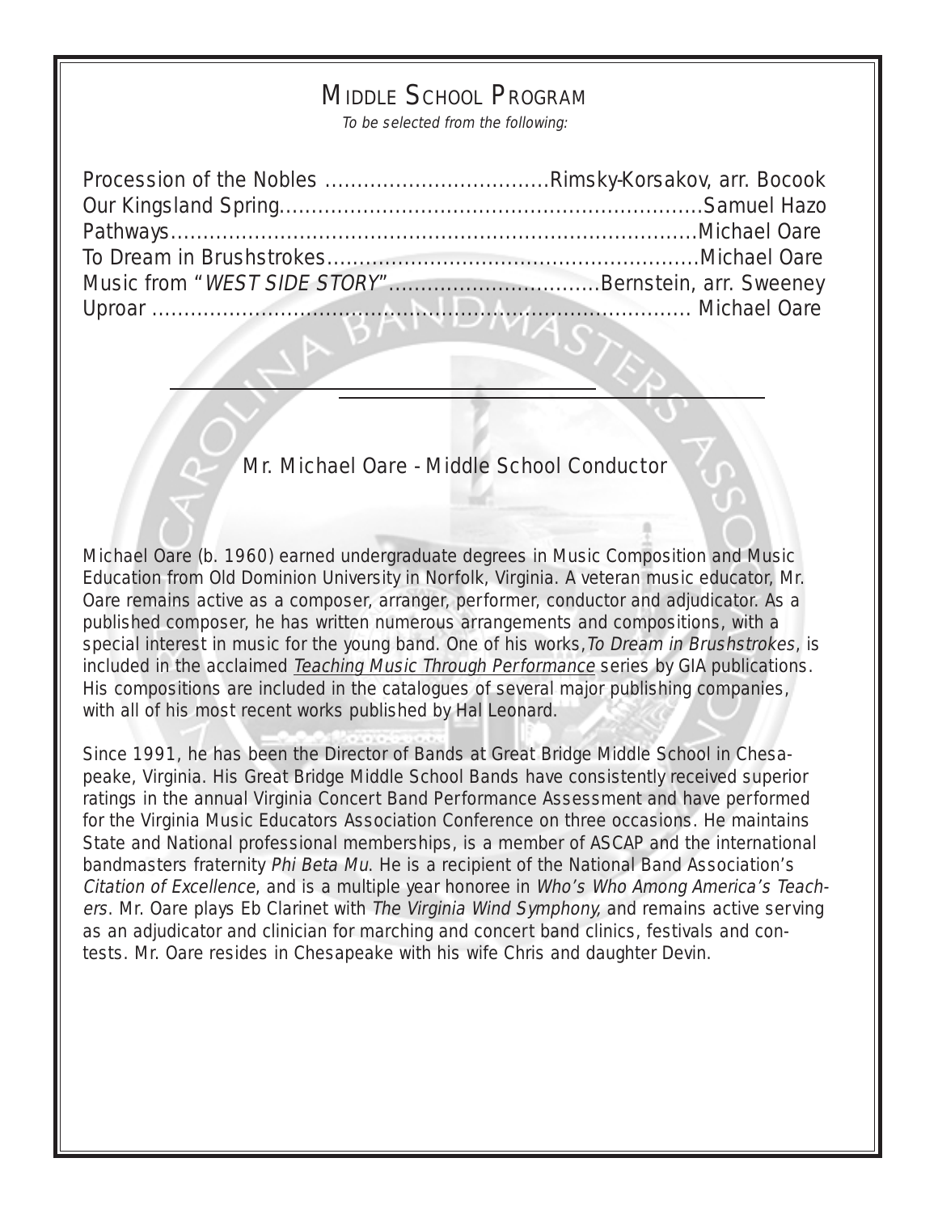## Middle School Program

*To be selected from the following:*

Procession of the Nobles ..................................Rimsky-Korsakov, arr. Bocook
Our Kingsland Spring................................................................Samuel Hazo
Pathways...................................................................................Michael Oare
To Dream in Brushstrokes.........................................................Michael Oare
Music from "*WEST SIDE STORY*"................................Bernstein, arr. Sweeney
Uproar ..................................................................................... Michael Oare

---

### Mr. Michael Oare - Middle School Conductor

Michael Oare (b. 1960) earned undergraduate degrees in Music Composition and Music Education from Old Dominion University in Norfolk, Virginia. A veteran music educator, Mr. Oare remains active as a composer, arranger, performer, conductor and adjudicator. As a published composer, he has written numerous arrangements and compositions, with a special interest in music for the young band. One of his works, *To Dream in Brushstrokes*, is included in the acclaimed *Teaching Music Through Performance* series by GIA publications. His compositions are included in the catalogues of several major publishing companies, with all of his most recent works published by Hal Leonard.

Since 1991, he has been the Director of Bands at Great Bridge Middle School in Chesapeake, Virginia. His Great Bridge Middle School Bands have consistently received superior ratings in the annual Virginia Concert Band Performance Assessment and have performed for the Virginia Music Educators Association Conference on three occasions. He maintains State and National professional memberships, is a member of ASCAP and the international bandmasters fraternity *Phi Beta Mu*. He is a recipient of the National Band Association's *Citation of Excellence*, and is a multiple year honoree in *Who's Who Among America's Teachers*. Mr. Oare plays Eb Clarinet with *The Virginia Wind Symphony,* and remains active serving as an adjudicator and clinician for marching and concert band clinics, festivals and contests. Mr. Oare resides in Chesapeake with his wife Chris and daughter Devin.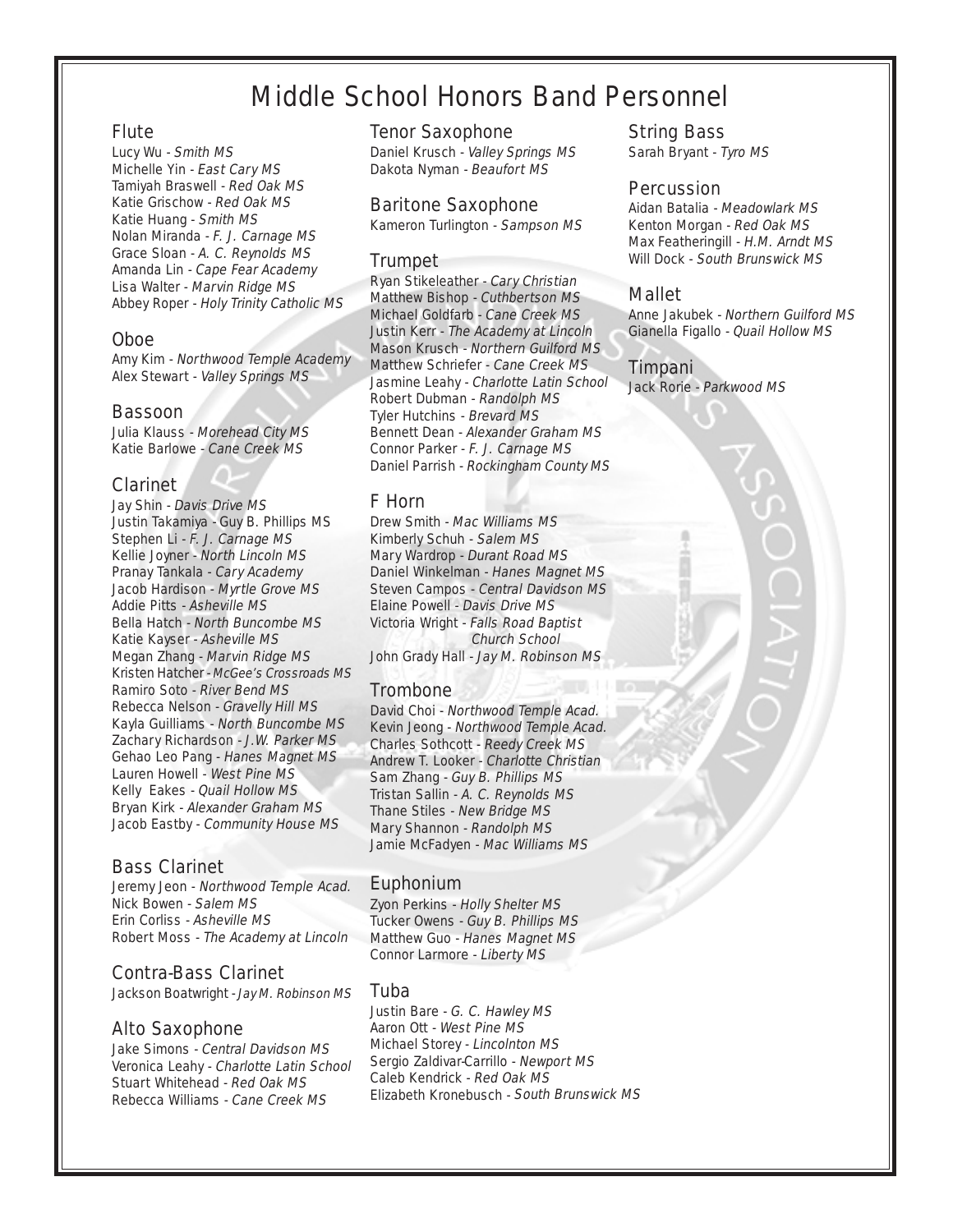# Middle School Honors Band Personnel

## Flute

Lucy Wu - *Smith MS*
Michelle Yin - *East Cary MS*
Tamiyah Braswell - *Red Oak MS*
Katie Grischow - *Red Oak MS*
Katie Huang - *Smith MS*
Nolan Miranda - *F. J. Carnage MS*
Grace Sloan - *A. C. Reynolds MS*
Amanda Lin - *Cape Fear Academy*
Lisa Walter - *Marvin Ridge MS*
Abbey Roper - *Holy Trinity Catholic MS*

## Oboe

Amy Kim - *Northwood Temple Academy*
Alex Stewart - *Valley Springs MS*

## Bassoon

Julia Klauss - *Morehead City MS*
Katie Barlowe - *Cane Creek MS*

## Clarinet

Jay Shin - *Davis Drive MS*
Justin Takamiya - Guy B. Phillips MS
Stephen Li - *F. J. Carnage MS*
Kellie Joyner - *North Lincoln MS*
Pranay Tankala - *Cary Academy*
Jacob Hardison - *Myrtle Grove MS*
Addie Pitts - *Asheville MS*
Bella Hatch - *North Buncombe MS*
Katie Kayser - *Asheville MS*
Megan Zhang - *Marvin Ridge MS*
Kristen Hatcher - *McGee's Crossroads MS*
Ramiro Soto - *River Bend MS*
Rebecca Nelson - *Gravelly Hill MS*
Kayla Guilliams - *North Buncombe MS*
Zachary Richardson - *J.W. Parker MS*
Gehao Leo Pang - *Hanes Magnet MS*
Lauren Howell - *West Pine MS*
Kelly Eakes - *Quail Hollow MS*
Bryan Kirk - *Alexander Graham MS*
Jacob Eastby - *Community House MS*

## Bass Clarinet

Jeremy Jeon - *Northwood Temple Acad.*
Nick Bowen - *Salem MS*
Erin Corliss - *Asheville MS*
Robert Moss - *The Academy at Lincoln*

## Contra-Bass Clarinet

Jackson Boatwright - *Jay M. Robinson MS*

## Alto Saxophone

Jake Simons - *Central Davidson MS*
Veronica Leahy - *Charlotte Latin School*
Stuart Whitehead - *Red Oak MS*
Rebecca Williams - *Cane Creek MS*

## Tenor Saxophone

Daniel Krusch - *Valley Springs MS*
Dakota Nyman - *Beaufort MS*

## Baritone Saxophone

Kameron Turlington - *Sampson MS*

## Trumpet

Ryan Stikeleather - *Cary Christian*
Matthew Bishop - *Cuthbertson MS*
Michael Goldfarb - *Cane Creek MS*
Justin Kerr - *The Academy at Lincoln*
Mason Krusch - *Northern Guilford MS*
Matthew Schriefer - *Cane Creek MS*
Jasmine Leahy - *Charlotte Latin School*
Robert Dubman - *Randolph MS*
Tyler Hutchins - *Brevard MS*
Bennett Dean - *Alexander Graham MS*
Connor Parker - *F. J. Carnage MS*
Daniel Parrish - *Rockingham County MS*

## F Horn

Drew Smith - *Mac Williams MS*
Kimberly Schuh - *Salem MS*
Mary Wardrop - *Durant Road MS*
Daniel Winkelman - *Hanes Magnet MS*
Steven Campos - *Central Davidson MS*
Elaine Powell - *Davis Drive MS*
Victoria Wright - *Falls Road Baptist Church School*
John Grady Hall - *Jay M. Robinson MS*

## Trombone

David Choi - *Northwood Temple Acad.*
Kevin Jeong - *Northwood Temple Acad.*
Charles Sothcott - *Reedy Creek MS*
Andrew T. Looker - *Charlotte Christian*
Sam Zhang - *Guy B. Phillips MS*
Tristan Sallin - *A. C. Reynolds MS*
Thane Stiles - *New Bridge MS*
Mary Shannon - *Randolph MS*
Jamie McFadyen - *Mac Williams MS*

## Euphonium

Zyon Perkins - *Holly Shelter MS*
Tucker Owens - *Guy B. Phillips MS*
Matthew Guo - *Hanes Magnet MS*
Connor Larmore - *Liberty MS*

## Tuba

Justin Bare - *G. C. Hawley MS*
Aaron Ott - *West Pine MS*
Michael Storey - *Lincolnton MS*
Sergio Zaldivar-Carrillo - *Newport MS*
Caleb Kendrick - *Red Oak MS*
Elizabeth Kronebusch - *South Brunswick MS*

## String Bass

Sarah Bryant - *Tyro MS*

## Percussion

Aidan Batalia - *Meadowlark MS*
Kenton Morgan - *Red Oak MS*
Max Featheringill - *H.M. Arndt MS*
Will Dock - *South Brunswick MS*

## Mallet

Anne Jakubek - *Northern Guilford MS*
Gianella Figallo - *Quail Hollow MS*

## Timpani

Jack Rorie - *Parkwood MS*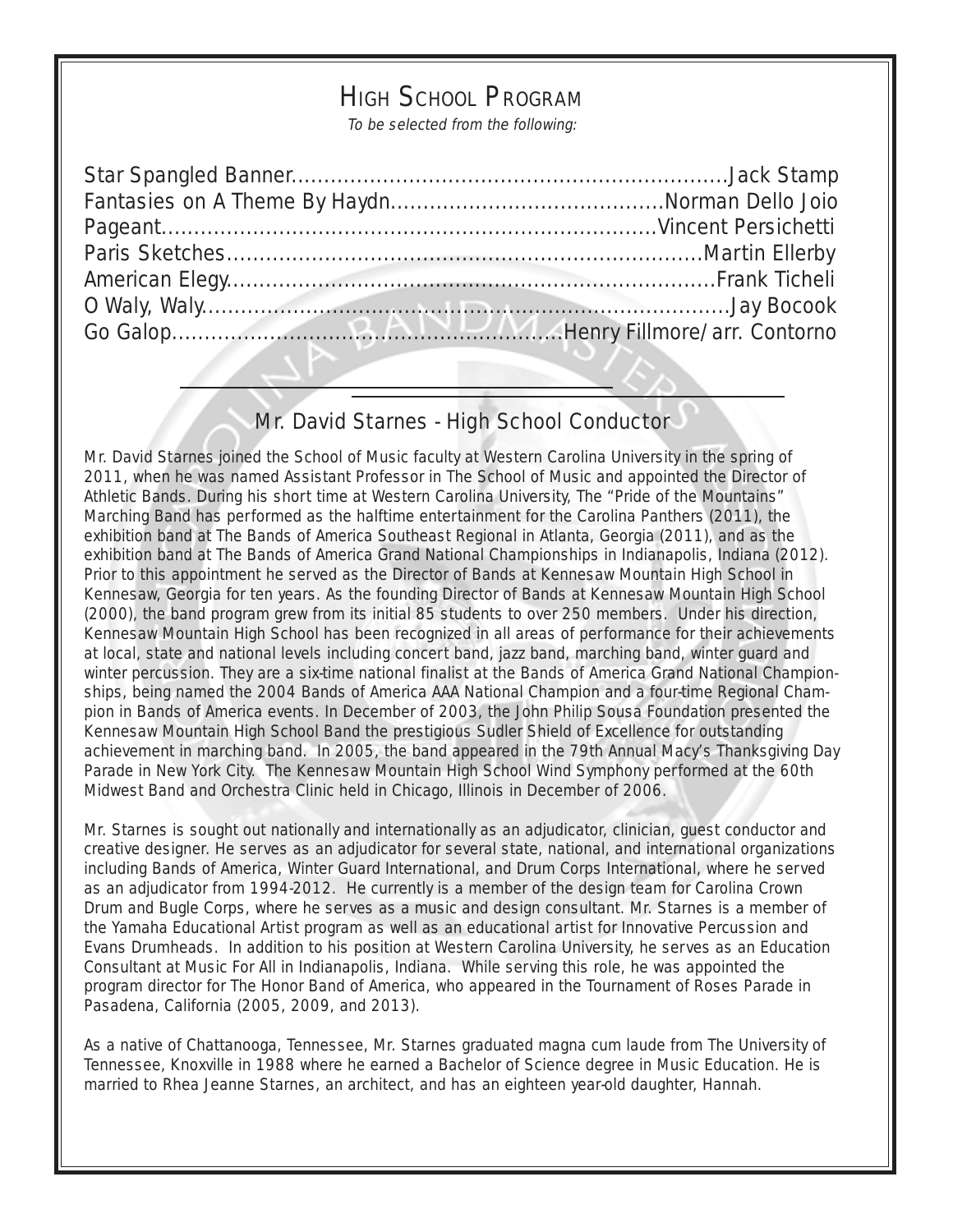# High School Program

*To be selected from the following:*

Star Spangled Banner...........................................................Jack Stamp
Fantasies on A Theme By Haydn.........................................Norman Dello Joio
Pageant..........................................................................Vincent Persichetti
Paris Sketches.......................................................................Martin Ellerby
American Elegy.........................................................................Frank Ticheli
O Waly, Waly..............................................................................Jay Bocook
Go Galop.........................................................Henry Fillmore/arr. Contorno

## Mr. David Starnes - High School Conductor

Mr. David Starnes joined the School of Music faculty at Western Carolina University in the spring of 2011, when he was named Assistant Professor in The School of Music and appointed the Director of Athletic Bands. During his short time at Western Carolina University, The "Pride of the Mountains" Marching Band has performed as the halftime entertainment for the Carolina Panthers (2011), the exhibition band at The Bands of America Southeast Regional in Atlanta, Georgia (2011), and as the exhibition band at The Bands of America Grand National Championships in Indianapolis, Indiana (2012). Prior to this appointment he served as the Director of Bands at Kennesaw Mountain High School in Kennesaw, Georgia for ten years. As the founding Director of Bands at Kennesaw Mountain High School (2000), the band program grew from its initial 85 students to over 250 members. Under his direction, Kennesaw Mountain High School has been recognized in all areas of performance for their achievements at local, state and national levels including concert band, jazz band, marching band, winter guard and winter percussion. They are a six-time national finalist at the Bands of America Grand National Championships, being named the 2004 Bands of America AAA National Champion and a four-time Regional Champion in Bands of America events. In December of 2003, the John Philip Sousa Foundation presented the Kennesaw Mountain High School Band the prestigious Sudler Shield of Excellence for outstanding achievement in marching band. In 2005, the band appeared in the 79th Annual Macy's Thanksgiving Day Parade in New York City. The Kennesaw Mountain High School Wind Symphony performed at the 60th Midwest Band and Orchestra Clinic held in Chicago, Illinois in December of 2006.

Mr. Starnes is sought out nationally and internationally as an adjudicator, clinician, guest conductor and creative designer. He serves as an adjudicator for several state, national, and international organizations including Bands of America, Winter Guard International, and Drum Corps International, where he served as an adjudicator from 1994-2012. He currently is a member of the design team for Carolina Crown Drum and Bugle Corps, where he serves as a music and design consultant. Mr. Starnes is a member of the Yamaha Educational Artist program as well as an educational artist for Innovative Percussion and Evans Drumheads. In addition to his position at Western Carolina University, he serves as an Education Consultant at Music For All in Indianapolis, Indiana. While serving this role, he was appointed the program director for The Honor Band of America, who appeared in the Tournament of Roses Parade in Pasadena, California (2005, 2009, and 2013).

As a native of Chattanooga, Tennessee, Mr. Starnes graduated magna cum laude from The University of Tennessee, Knoxville in 1988 where he earned a Bachelor of Science degree in Music Education. He is married to Rhea Jeanne Starnes, an architect, and has an eighteen year-old daughter, Hannah.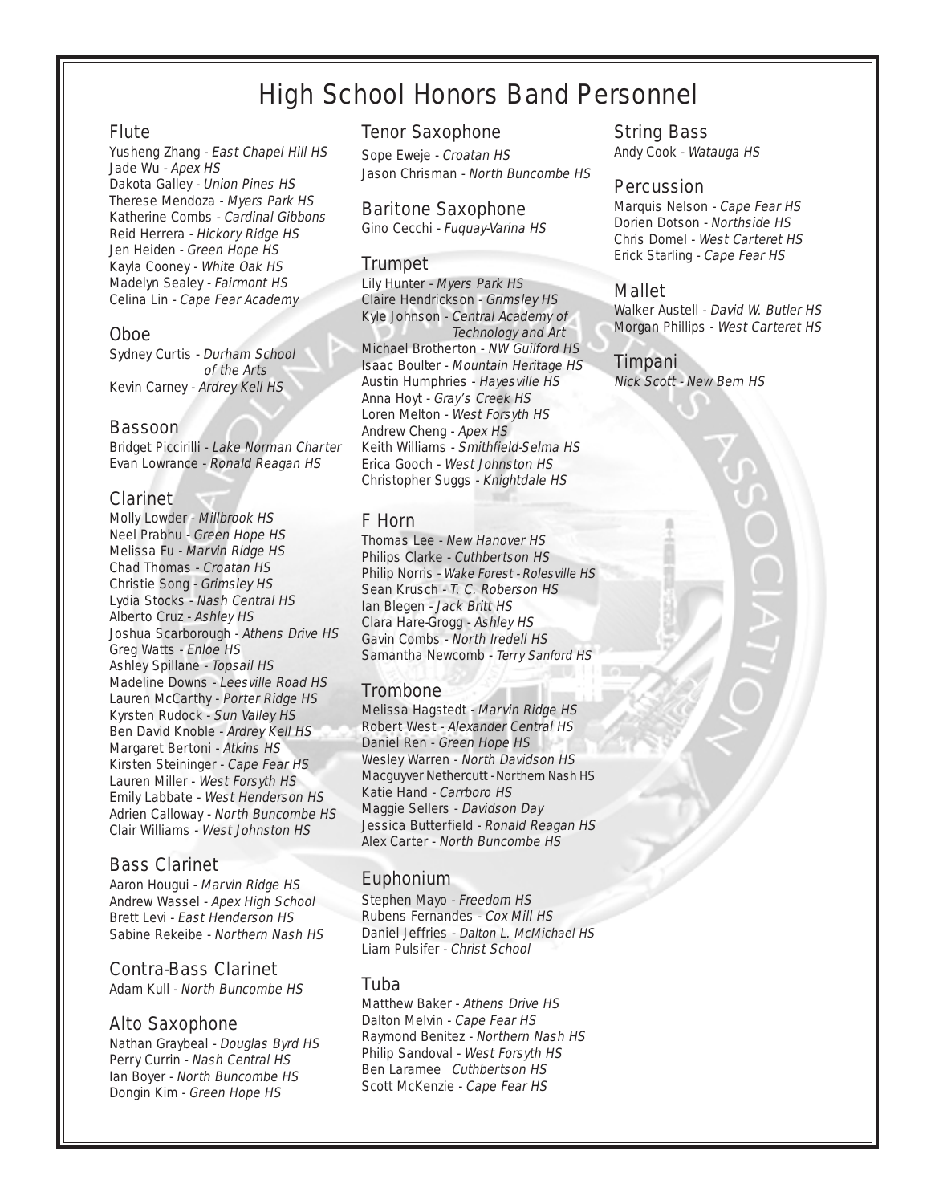# High School Honors Band Personnel

## Flute

Yusheng Zhang - *East Chapel Hill HS*
Jade Wu - *Apex HS*
Dakota Galley - *Union Pines HS*
Therese Mendoza - *Myers Park HS*
Katherine Combs - *Cardinal Gibbons*
Reid Herrera - *Hickory Ridge HS*
Jen Heiden - *Green Hope HS*
Kayla Cooney - *White Oak HS*
Madelyn Sealey - *Fairmont HS*
Celina Lin - *Cape Fear Academy*

## Oboe

Sydney Curtis - *Durham School of the Arts*
Kevin Carney - *Ardrey Kell HS*

## Bassoon

Bridget Piccirilli - *Lake Norman Charter*
Evan Lowrance - *Ronald Reagan HS*

## Clarinet

Molly Lowder - *Millbrook HS*
Neel Prabhu - *Green Hope HS*
Melissa Fu - *Marvin Ridge HS*
Chad Thomas - *Croatan HS*
Christie Song - *Grimsley HS*
Lydia Stocks - *Nash Central HS*
Alberto Cruz - *Ashley HS*
Joshua Scarborough - *Athens Drive HS*
Greg Watts - *Enloe HS*
Ashley Spillane - *Topsail HS*
Madeline Downs - *Leesville Road HS*
Lauren McCarthy - *Porter Ridge HS*
Kyrsten Rudock - *Sun Valley HS*
Ben David Knoble - *Ardrey Kell HS*
Margaret Bertoni - *Atkins HS*
Kirsten Steininger - *Cape Fear HS*
Lauren Miller - *West Forsyth HS*
Emily Labbate - *West Henderson HS*
Adrien Calloway - *North Buncombe HS*
Clair Williams - *West Johnston HS*

## Bass Clarinet

Aaron Hougui - *Marvin Ridge HS*
Andrew Wassel - *Apex High School*
Brett Levi - *East Henderson HS*
Sabine Rekeibe - *Northern Nash HS*

## Contra-Bass Clarinet

Adam Kull - *North Buncombe HS*

## Alto Saxophone

Nathan Graybeal - *Douglas Byrd HS*
Perry Currin - *Nash Central HS*
Ian Boyer - *North Buncombe HS*
Dongin Kim - *Green Hope HS*

## Tenor Saxophone

Sope Eweje - *Croatan HS*
Jason Chrisman - *North Buncombe HS*

## Baritone Saxophone

Gino Cecchi - *Fuquay-Varina HS*

## Trumpet

Lily Hunter - *Myers Park HS*
Claire Hendrickson - *Grimsley HS*
Kyle Johnson - *Central Academy of Technology and Art*
Michael Brotherton - *NW Guilford HS*
Isaac Boulter - *Mountain Heritage HS*
Austin Humphries - *Hayesville HS*
Anna Hoyt - *Gray's Creek HS*
Loren Melton - *West Forsyth HS*
Andrew Cheng - *Apex HS*
Keith Williams - *Smithfield-Selma HS*
Erica Gooch - *West Johnston HS*
Christopher Suggs - *Knightdale HS*

## F Horn

Thomas Lee - *New Hanover HS*
Philips Clarke - *Cuthbertson HS*
Philip Norris - *Wake Forest - Rolesville HS*
Sean Krusch - *T. C. Roberson HS*
Ian Blegen - *Jack Britt HS*
Clara Hare-Grogg - *Ashley HS*
Gavin Combs - *North Iredell HS*
Samantha Newcomb - *Terry Sanford HS*

## Trombone

Melissa Hagstedt - *Marvin Ridge HS*
Robert West - *Alexander Central HS*
Daniel Ren - *Green Hope HS*
Wesley Warren - *North Davidson HS*
Macguyver Nethercutt - *Northern Nash HS*
Katie Hand - *Carrboro HS*
Maggie Sellers - *Davidson Day*
Jessica Butterfield - *Ronald Reagan HS*
Alex Carter - *North Buncombe HS*

## Euphonium

Stephen Mayo - *Freedom HS*
Rubens Fernandes - *Cox Mill HS*
Daniel Jeffries - *Dalton L. McMichael HS*
Liam Pulsifer - *Christ School*

## Tuba

Matthew Baker - *Athens Drive HS*
Dalton Melvin - *Cape Fear HS*
Raymond Benitez - *Northern Nash HS*
Philip Sandoval - *West Forsyth HS*
Ben Laramee *Cuthbertson HS*
Scott McKenzie - *Cape Fear HS*

## String Bass

Andy Cook - *Watauga HS*

## Percussion

Marquis Nelson - *Cape Fear HS*
Dorien Dotson - *Northside HS*
Chris Domel - *West Carteret HS*
Erick Starling - *Cape Fear HS*

## Mallet

Walker Austell - *David W. Butler HS*
Morgan Phillips - *West Carteret HS*

## Timpani

*Nick Scott - New Bern HS*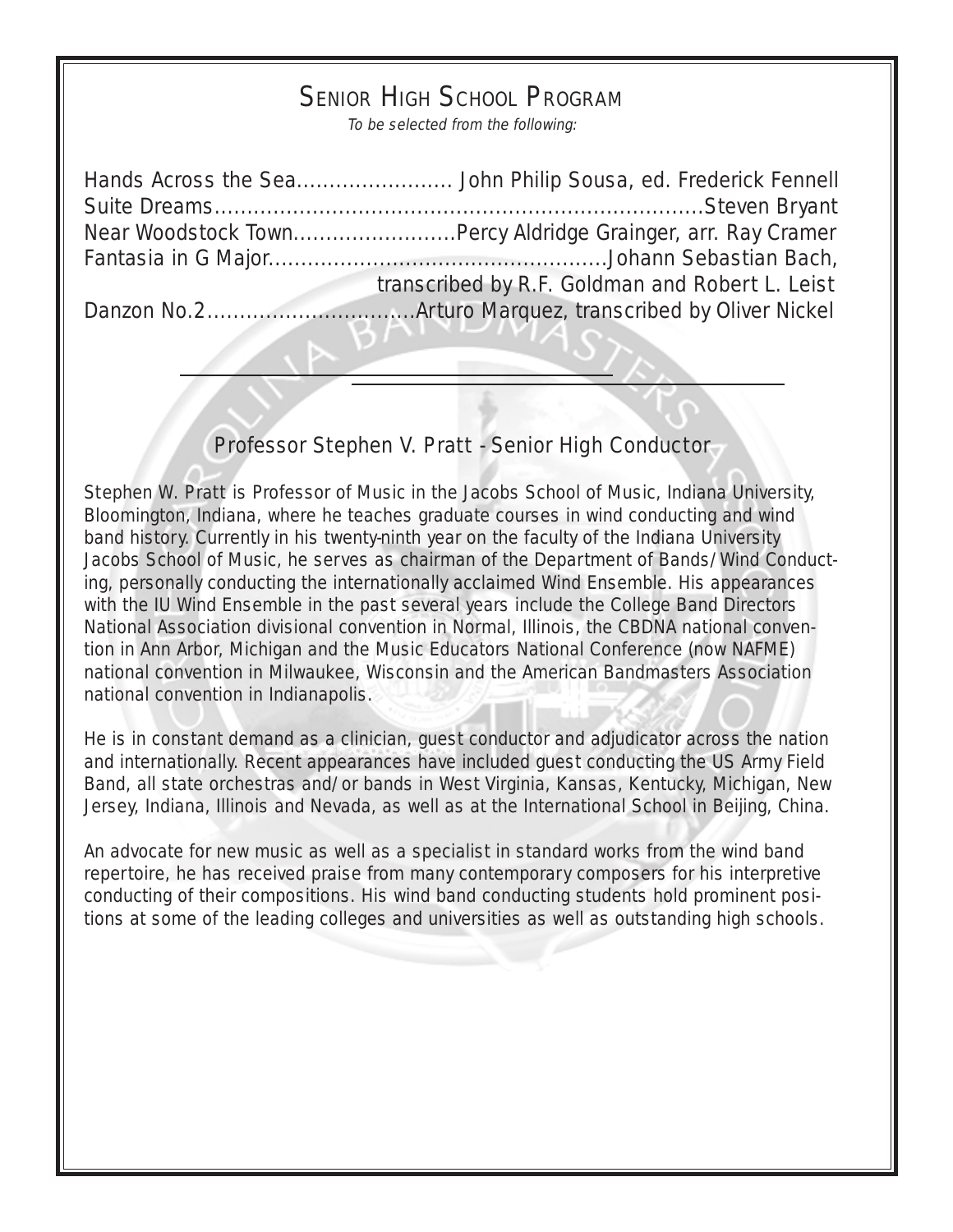# Senior High School Program

*To be selected from the following:*

Hands Across the Sea........................ John Philip Sousa, ed. Frederick Fennell
Suite Dreams..........................................................................Steven Bryant
Near Woodstock Town.........................Percy Aldridge Grainger, arr. Ray Cramer
Fantasia in G Major...................................................Johann Sebastian Bach,
transcribed by R.F. Goldman and Robert L. Leist
Danzon No.2................................Arturo Marquez, transcribed by Oliver Nickel

## Professor Stephen V. Pratt - Senior High Conductor

Stephen W. Pratt is Professor of Music in the Jacobs School of Music, Indiana University, Bloomington, Indiana, where he teaches graduate courses in wind conducting and wind band history. Currently in his twenty-ninth year on the faculty of the Indiana University Jacobs School of Music, he serves as chairman of the Department of Bands/Wind Conducting, personally conducting the internationally acclaimed Wind Ensemble. His appearances with the IU Wind Ensemble in the past several years include the College Band Directors National Association divisional convention in Normal, Illinois, the CBDNA national convention in Ann Arbor, Michigan and the Music Educators National Conference (now NAFME) national convention in Milwaukee, Wisconsin and the American Bandmasters Association national convention in Indianapolis.

He is in constant demand as a clinician, guest conductor and adjudicator across the nation and internationally. Recent appearances have included guest conducting the US Army Field Band, all state orchestras and/or bands in West Virginia, Kansas, Kentucky, Michigan, New Jersey, Indiana, Illinois and Nevada, as well as at the International School in Beijing, China.

An advocate for new music as well as a specialist in standard works from the wind band repertoire, he has received praise from many contemporary composers for his interpretive conducting of their compositions. His wind band conducting students hold prominent positions at some of the leading colleges and universities as well as outstanding high schools.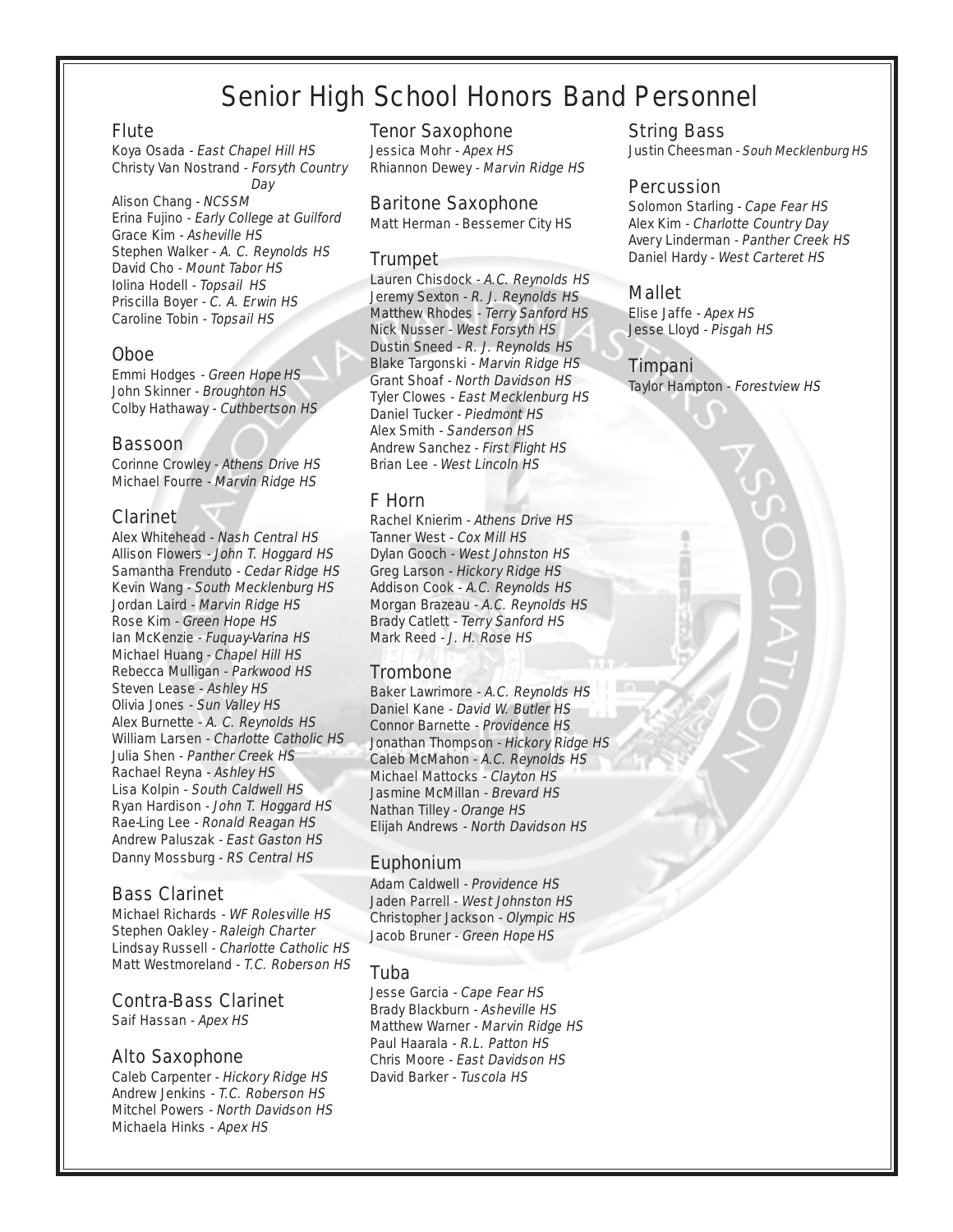# Senior High School Honors Band Personnel

## Flute

Koya Osada - *East Chapel Hill HS*
Christy Van Nostrand - *Forsyth Country Day*
Alison Chang - *NCSSM*
Erina Fujino - *Early College at Guilford*
Grace Kim - *Asheville HS*
Stephen Walker - *A. C. Reynolds HS*
David Cho - *Mount Tabor HS*
Iolina Hodell - *Topsail HS*
Priscilla Boyer - *C. A. Erwin HS*
Caroline Tobin - *Topsail HS*

## Oboe

Emmi Hodges - *Green Hope HS*
John Skinner - *Broughton HS*
Colby Hathaway - *Cuthbertson HS*

## Bassoon

Corinne Crowley - *Athens Drive HS*
Michael Fourre - *Marvin Ridge HS*

## Clarinet

Alex Whitehead - *Nash Central HS*
Allison Flowers - *John T. Hoggard HS*
Samantha Frenduto - *Cedar Ridge HS*
Kevin Wang - *South Mecklenburg HS*
Jordan Laird - *Marvin Ridge HS*
Rose Kim - *Green Hope HS*
Ian McKenzie - *Fuquay-Varina HS*
Michael Huang - *Chapel Hill HS*
Rebecca Mulligan - *Parkwood HS*
Steven Lease - *Ashley HS*
Olivia Jones - *Sun Valley HS*
Alex Burnette - *A. C. Reynolds HS*
William Larsen - *Charlotte Catholic HS*
Julia Shen - *Panther Creek HS*
Rachael Reyna - *Ashley HS*
Lisa Kolpin - *South Caldwell HS*
Ryan Hardison - *John T. Hoggard HS*
Rae-Ling Lee - *Ronald Reagan HS*
Andrew Paluszak - *East Gaston HS*
Danny Mossburg - *RS Central HS*

## Bass Clarinet

Michael Richards - *WF Rolesville HS*
Stephen Oakley - *Raleigh Charter*
Lindsay Russell - *Charlotte Catholic HS*
Matt Westmoreland - *T.C. Roberson HS*

## Contra-Bass Clarinet

Saif Hassan - *Apex HS*

## Alto Saxophone

Caleb Carpenter - *Hickory Ridge HS*
Andrew Jenkins - *T.C. Roberson HS*
Mitchel Powers - *North Davidson HS*
Michaela Hinks - *Apex HS*

## Tenor Saxophone

Jessica Mohr - *Apex HS*
Rhiannon Dewey - *Marvin Ridge HS*

## Baritone Saxophone

Matt Herman - Bessemer City HS

## Trumpet

Lauren Chisdock - *A.C. Reynolds HS*
Jeremy Sexton - *R. J. Reynolds HS*
Matthew Rhodes - *Terry Sanford HS*
Nick Nusser - *West Forsyth HS*
Dustin Sneed - *R. J. Reynolds HS*
Blake Targonski - *Marvin Ridge HS*
Grant Shoaf - *North Davidson HS*
Tyler Clowes - *East Mecklenburg HS*
Daniel Tucker - *Piedmont HS*
Alex Smith - *Sanderson HS*
Andrew Sanchez - *First Flight HS*
Brian Lee - *West Lincoln HS*

## F Horn

Rachel Knierim - *Athens Drive HS*
Tanner West - *Cox Mill HS*
Dylan Gooch - *West Johnston HS*
Greg Larson - *Hickory Ridge HS*
Addison Cook - *A.C. Reynolds HS*
Morgan Brazeau - *A.C. Reynolds HS*
Brady Catlett - *Terry Sanford HS*
Mark Reed - *J. H. Rose HS*

## Trombone

Baker Lawrimore - *A.C. Reynolds HS*
Daniel Kane - *David W. Butler HS*
Connor Barnette - *Providence HS*
Jonathan Thompson - *Hickory Ridge HS*
Caleb McMahon - *A.C. Reynolds HS*
Michael Mattocks - *Clayton HS*
Jasmine McMillan - *Brevard HS*
Nathan Tilley - *Orange HS*
Elijah Andrews - *North Davidson HS*

## Euphonium

Adam Caldwell - *Providence HS*
Jaden Parrell - *West Johnston HS*
Christopher Jackson - *Olympic HS*
Jacob Bruner - *Green Hope HS*

## Tuba

Jesse Garcia - *Cape Fear HS*
Brady Blackburn - *Asheville HS*
Matthew Warner - *Marvin Ridge HS*
Paul Haarala - *R.L. Patton HS*
Chris Moore - *East Davidson HS*
David Barker - *Tuscola HS*

## String Bass

Justin Cheesman - *Souh Mecklenburg HS*

## Percussion

Solomon Starling - *Cape Fear HS*
Alex Kim - *Charlotte Country Day*
Avery Linderman - *Panther Creek HS*
Daniel Hardy - *West Carteret HS*

## Mallet

Elise Jaffe - *Apex HS*
Jesse Lloyd - *Pisgah HS*

## Timpani

Taylor Hampton - *Forestview HS*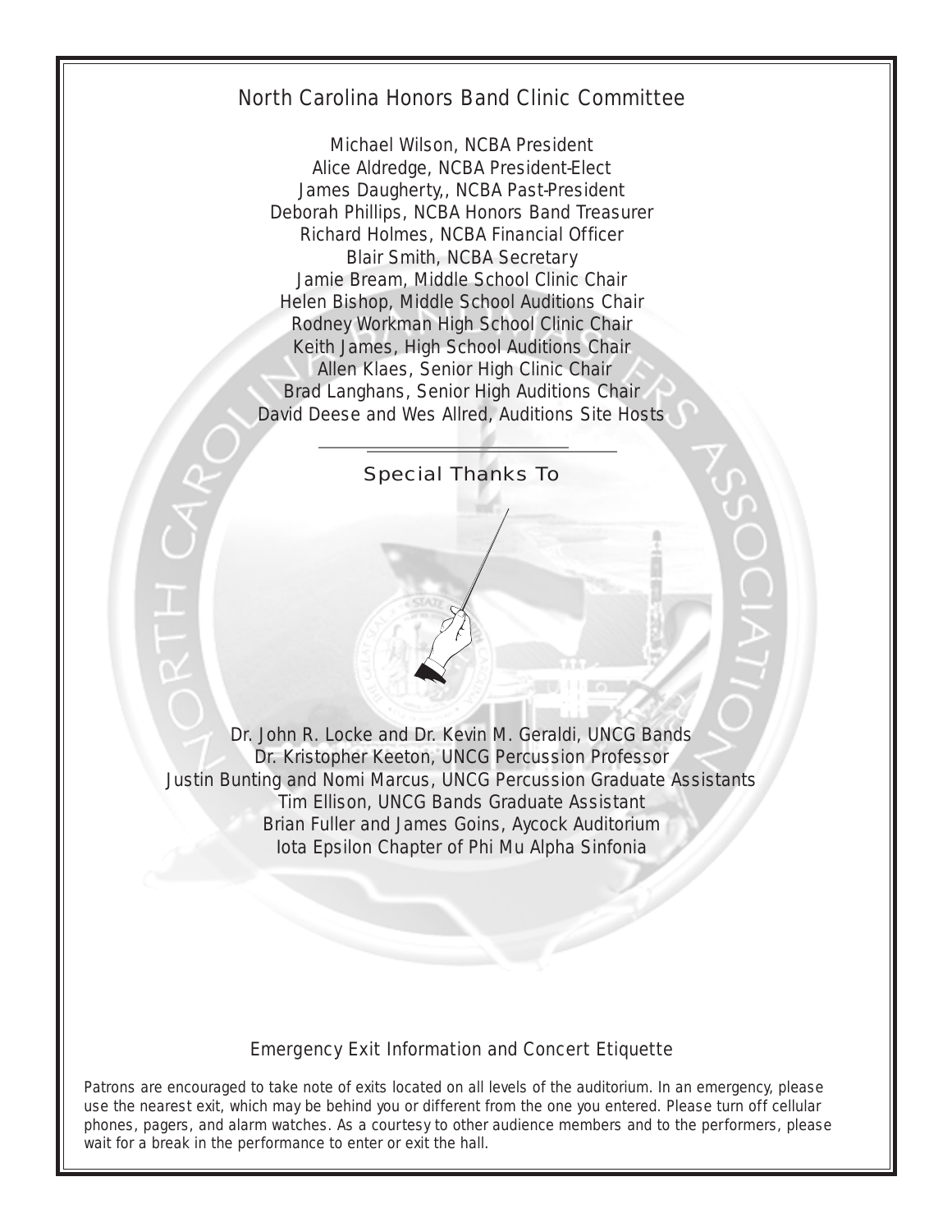## North Carolina Honors Band Clinic Committee

Michael Wilson, NCBA President
Alice Aldredge, NCBA President-Elect
James Daugherty,, NCBA Past-President
Deborah Phillips, NCBA Honors Band Treasurer
Richard Holmes, NCBA Financial Officer
Blair Smith, NCBA Secretary
Jamie Bream, Middle School Clinic Chair
Helen Bishop, Middle School Auditions Chair
Rodney Workman High School Clinic Chair
Keith James, High School Auditions Chair
Allen Klaes, Senior High Clinic Chair
Brad Langhans, Senior High Auditions Chair
David Deese and Wes Allred, Auditions Site Hosts

## Special Thanks To

Dr. John R. Locke and Dr. Kevin M. Geraldi, UNCG Bands
Dr. Kristopher Keeton, UNCG Percussion Professor
Justin Bunting and Nomi Marcus, UNCG Percussion Graduate Assistants
Tim Ellison, UNCG Bands Graduate Assistant
Brian Fuller and James Goins, Aycock Auditorium
Iota Epsilon Chapter of Phi Mu Alpha Sinfonia

## Emergency Exit Information and Concert Etiquette

Patrons are encouraged to take note of exits located on all levels of the auditorium. In an emergency, please use the nearest exit, which may be behind you or different from the one you entered. Please turn off cellular phones, pagers, and alarm watches. As a courtesy to other audience members and to the performers, please wait for a break in the performance to enter or exit the hall.